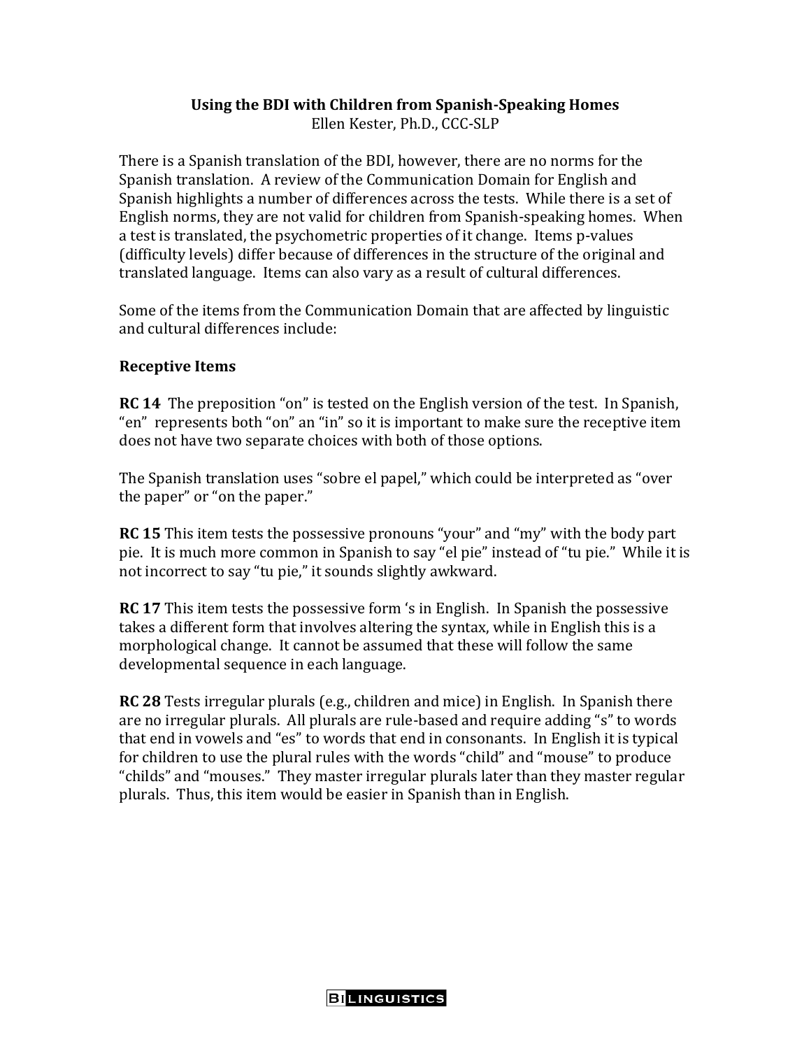**Using the BDI with Children from Spanish-Speaking Homes**

Ellen Kester, Ph.D., CCC-SLP

There is a Spanish translation of the BDI, however, there are no norms for the Spanish translation. A review of the Communication Domain for English and Spanish highlights a number of differences across the tests. While there is a set of English norms, they are not valid for children from Spanish-speaking homes. When a test is translated, the psychometric properties of it change. Items p-values (difficulty levels) differ because of differences in the structure of the original and translated language. Items can also vary as a result of cultural differences.

Some of the items from the Communication Domain that are affected by linguistic and cultural differences include:

**Receptive Items**

**RC 14** The preposition "on" is tested on the English version of the test. In Spanish, "en" represents both "on" an "in" so it is important to make sure the receptive item does not have two separate choices with both of those options.

The Spanish translation uses "sobre el papel," which could be interpreted as "over the paper" or "on the paper."

**RC 15** This item tests the possessive pronouns "your" and "my" with the body part pie. It is much more common in Spanish to say "el pie" instead of "tu pie." While it is not incorrect to say "tu pie," it sounds slightly awkward.

**RC 17** This item tests the possessive form 's in English. In Spanish the possessive takes a different form that involves altering the syntax, while in English this is a morphological change. It cannot be assumed that these will follow the same developmental sequence in each language.

**RC 28** Tests irregular plurals (e.g., children and mice) in English. In Spanish there are no irregular plurals. All plurals are rule-based and require adding "s" to words that end in vowels and "es" to words that end in consonants. In English it is typical for children to use the plural rules with the words "child" and "mouse" to produce "childs" and "mouses." They master irregular plurals later than they master regular plurals. Thus, this item would be easier in Spanish than in English.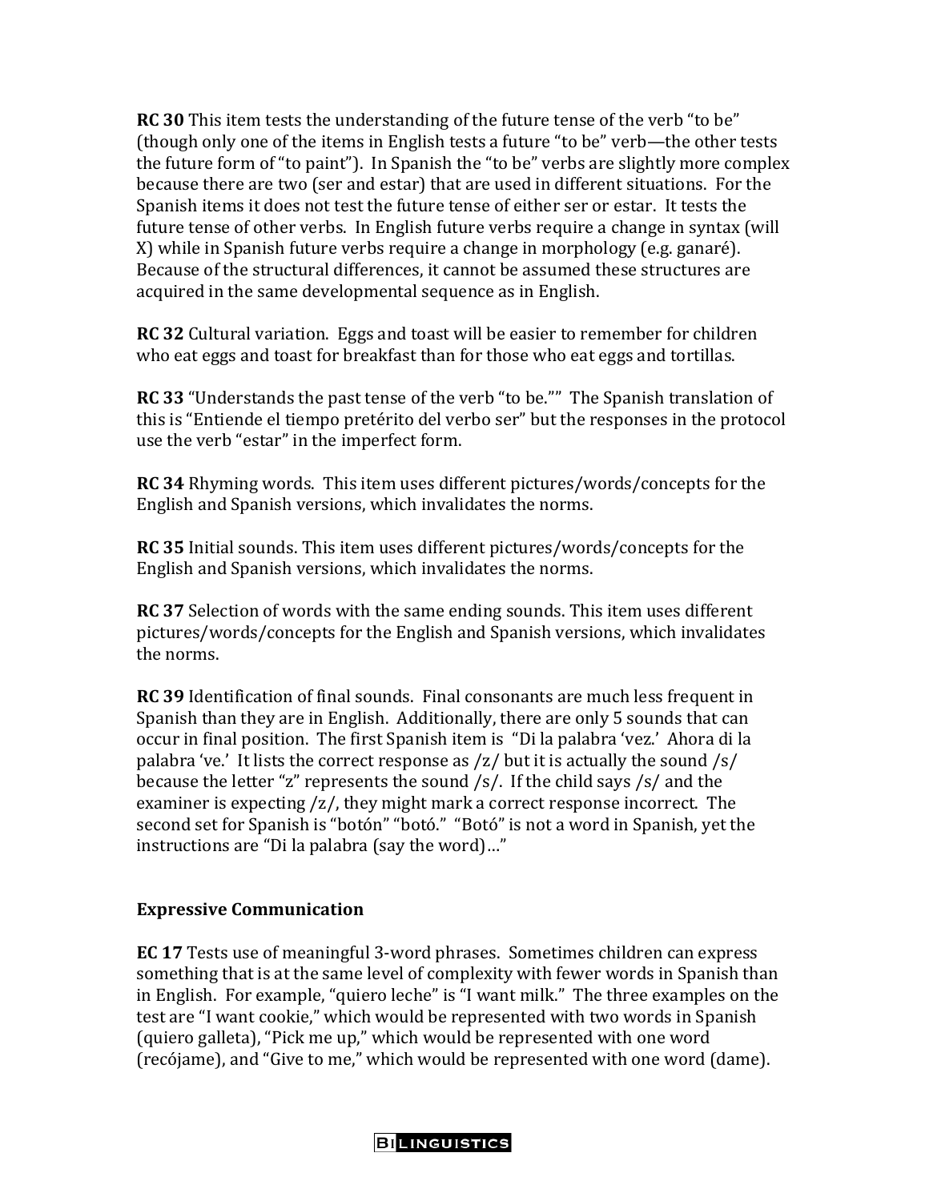**RC 30** This item tests the understanding of the future tense of the verb "to be" (though only one of the items in English tests a future "to be" verb—the other tests the future form of "to paint"). In Spanish the "to be" verbs are slightly more complex because there are two (ser and estar) that are used in different situations. For the Spanish items it does not test the future tense of either ser or estar. It tests the future tense of other verbs. In English future verbs require a change in syntax (will X) while in Spanish future verbs require a change in morphology (e.g. ganaré). Because of the structural differences, it cannot be assumed these structures are acquired in the same developmental sequence as in English.

**RC 32** Cultural variation. Eggs and toast will be easier to remember for children who eat eggs and toast for breakfast than for those who eat eggs and tortillas.

**RC 33** "Understands the past tense of the verb "to be."" The Spanish translation of this is "Entiende el tiempo pretérito del verbo ser" but the responses in the protocol use the verb "estar" in the imperfect form.

**RC 34** Rhyming words. This item uses different pictures/words/concepts for the English and Spanish versions, which invalidates the norms.

**RC 35** Initial sounds. This item uses different pictures/words/concepts for the English and Spanish versions, which invalidates the norms.

**RC 37** Selection of words with the same ending sounds. This item uses different pictures/words/concepts for the English and Spanish versions, which invalidates the norms.

**RC 39** Identification of final sounds. Final consonants are much less frequent in Spanish than they are in English. Additionally, there are only 5 sounds that can occur in final position. The first Spanish item is "Di la palabra 'vez.' Ahora di la palabra 've.' It lists the correct response as /z/ but it is actually the sound /s/ because the letter "z" represents the sound /s/. If the child says /s/ and the examiner is expecting /z/, they might mark a correct response incorrect. The second set for Spanish is "botón" "botó." "Botó" is not a word in Spanish, yet the instructions are "Di la palabra (say the word)…"

### Expressive Communication

**EC 17** Tests use of meaningful 3-word phrases. Sometimes children can express something that is at the same level of complexity with fewer words in Spanish than in English. For example, "quiero leche" is "I want milk." The three examples on the test are "I want cookie," which would be represented with two words in Spanish (quiero galleta), "Pick me up," which would be represented with one word (recójame), and "Give to me," which would be represented with one word (dame).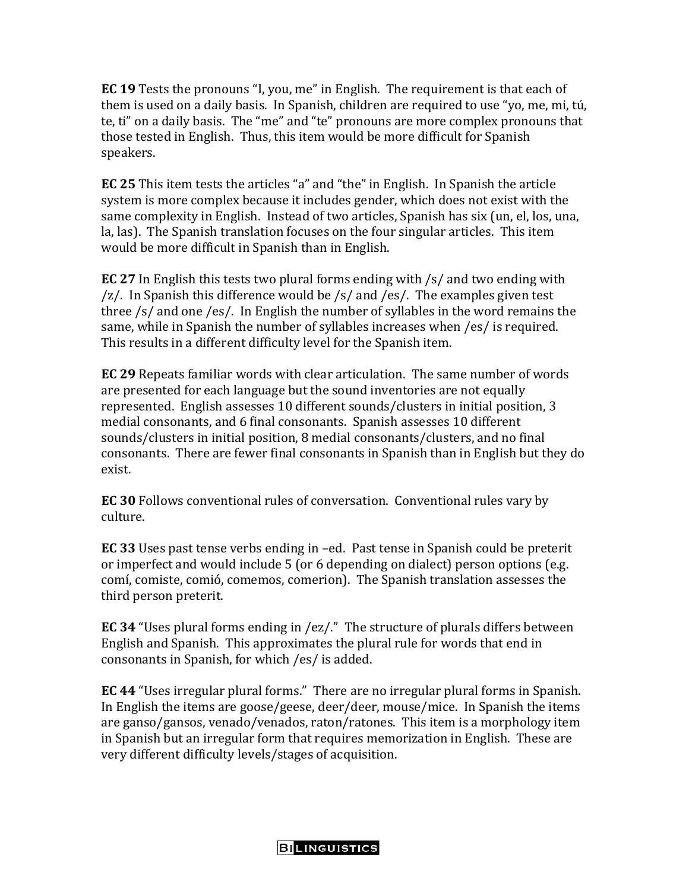**EC 19** Tests the pronouns "I, you, me" in English. The requirement is that each of them is used on a daily basis. In Spanish, children are required to use "yo, me, mi, tú, te, ti" on a daily basis. The "me" and "te" pronouns are more complex pronouns that those tested in English. Thus, this item would be more difficult for Spanish speakers.

**EC 25** This item tests the articles "a" and "the" in English. In Spanish the article system is more complex because it includes gender, which does not exist with the same complexity in English. Instead of two articles, Spanish has six (un, el, los, una, la, las). The Spanish translation focuses on the four singular articles. This item would be more difficult in Spanish than in English.

**EC 27** In English this tests two plural forms ending with /s/ and two ending with /z/. In Spanish this difference would be /s/ and /es/. The examples given test three /s/ and one /es/. In English the number of syllables in the word remains the same, while in Spanish the number of syllables increases when /es/ is required. This results in a different difficulty level for the Spanish item.

**EC 29** Repeats familiar words with clear articulation. The same number of words are presented for each language but the sound inventories are not equally represented. English assesses 10 different sounds/clusters in initial position, 3 medial consonants, and 6 final consonants. Spanish assesses 10 different sounds/clusters in initial position, 8 medial consonants/clusters, and no final consonants. There are fewer final consonants in Spanish than in English but they do exist.

**EC 30** Follows conventional rules of conversation. Conventional rules vary by culture.

**EC 33** Uses past tense verbs ending in –ed. Past tense in Spanish could be preterit or imperfect and would include 5 (or 6 depending on dialect) person options (e.g. comí, comiste, comió, comemos, comerion). The Spanish translation assesses the third person preterit.

**EC 34** "Uses plural forms ending in /ez/." The structure of plurals differs between English and Spanish. This approximates the plural rule for words that end in consonants in Spanish, for which /es/ is added.

**EC 44** "Uses irregular plural forms." There are no irregular plural forms in Spanish. In English the items are goose/geese, deer/deer, mouse/mice. In Spanish the items are ganso/gansos, venado/venados, raton/ratones. This item is a morphology item in Spanish but an irregular form that requires memorization in English. These are very different difficulty levels/stages of acquisition.